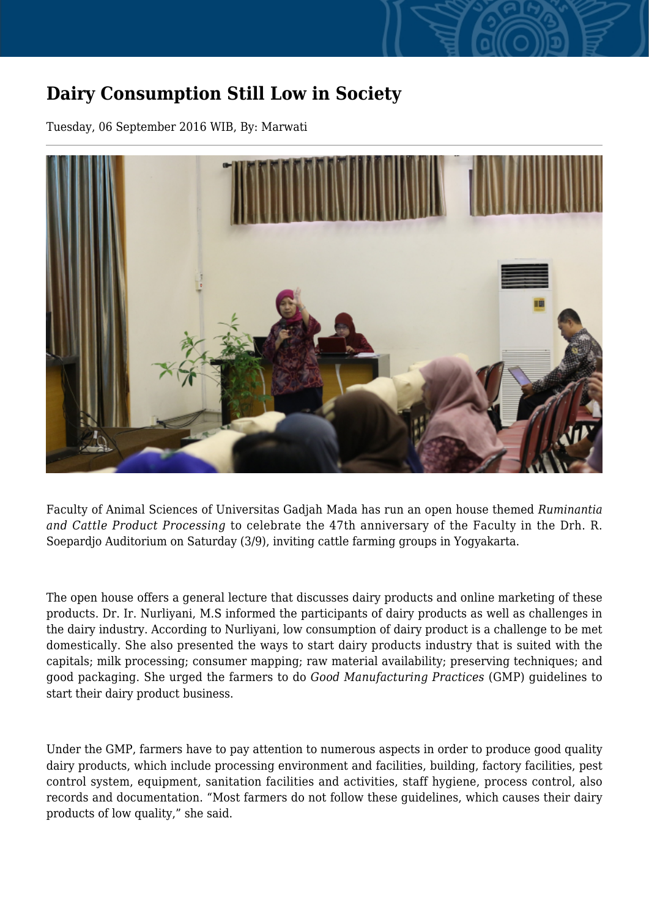# Dairy Consumption Still Low in Society

Tuesday, 06 September 2016 WIB, By: Marwati

Faculty of Animal Sciences of Universitas Gadjah Mada has run an open house themed *Ruminantia and Cattle Product Processing* to celebrate the 47th anniversary of the Faculty in the Drh. R. Soepardjo Auditorium on Saturday (3/9), inviting cattle farming groups in Yogyakarta.

The open house offers a general lecture that discusses dairy products and online marketing of these products. Dr. Ir. Nurliyani, M.S informed the participants of dairy products as well as challenges in the dairy industry. According to Nurliyani, low consumption of dairy product is a challenge to be met domestically. She also presented the ways to start dairy products industry that is suited with the capitals; milk processing; consumer mapping; raw material availability; preserving techniques; and good packaging. She urged the farmers to do *Good Manufacturing Practices* (GMP) guidelines to start their dairy product business.

Under the GMP, farmers have to pay attention to numerous aspects in order to produce good quality dairy products, which include processing environment and facilities, building, factory facilities, pest control system, equipment, sanitation facilities and activities, staff hygiene, process control, also records and documentation. "Most farmers do not follow these guidelines, which causes their dairy products of low quality," she said.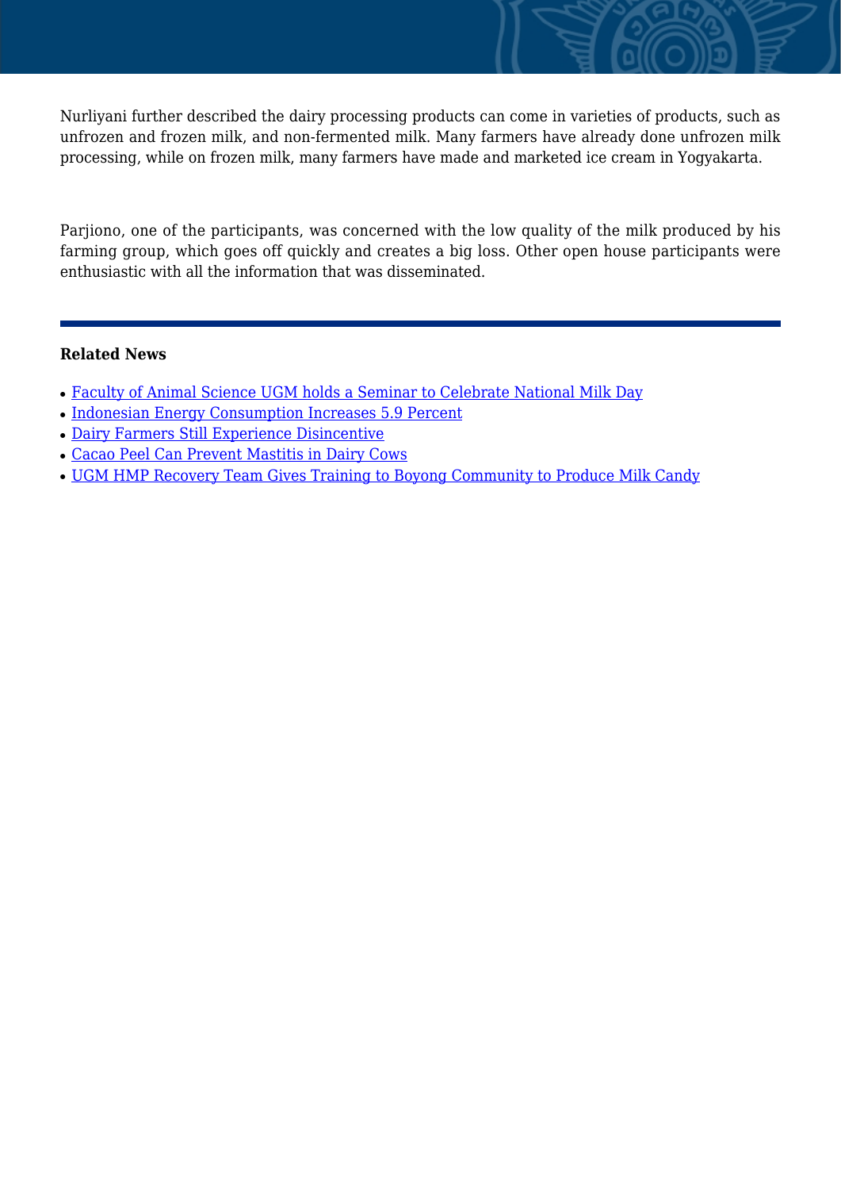Nurliyani further described the dairy processing products can come in varieties of products, such as unfrozen and frozen milk, and non-fermented milk. Many farmers have already done unfrozen milk processing, while on frozen milk, many farmers have made and marketed ice cream in Yogyakarta.

Parjiono, one of the participants, was concerned with the low quality of the milk produced by his farming group, which goes off quickly and creates a big loss. Other open house participants were enthusiastic with all the information that was disseminated.

---

**Related News**

- Faculty of Animal Science UGM holds a Seminar to Celebrate National Milk Day
- Indonesian Energy Consumption Increases 5.9 Percent
- Dairy Farmers Still Experience Disincentive
- Cacao Peel Can Prevent Mastitis in Dairy Cows
- UGM HMP Recovery Team Gives Training to Boyong Community to Produce Milk Candy